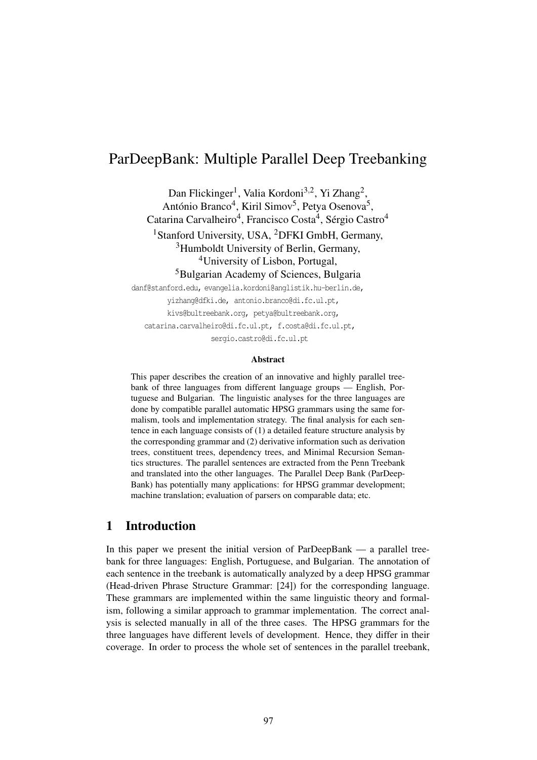# ParDeepBank: Multiple Parallel Deep Treebanking

Dan Flickinger[1], Valia Kordoni[3,2], Yi Zhang[2], António Branco[4], Kiril Simov[5], Petya Osenova[5], Catarina Carvalheiro[4], Francisco Costa[4], Sérgio Castro[4]

[1]Stanford University, USA, [2]DFKI GmbH, Germany,
[3]Humboldt University of Berlin, Germany,
[4]University of Lisbon, Portugal,
[5]Bulgarian Academy of Sciences, Bulgaria

danf@stanford.edu, evangelia.kordoni@anglistik.hu-berlin.de, yizhang@dfki.de, antonio.branco@di.fc.ul.pt, kivs@bultreebank.org, petya@bultreebank.org, catarina.carvalheiro@di.fc.ul.pt, f.costa@di.fc.ul.pt, sergio.castro@di.fc.ul.pt

### Abstract

This paper describes the creation of an innovative and highly parallel treebank of three languages from different language groups — English, Portuguese and Bulgarian. The linguistic analyses for the three languages are done by compatible parallel automatic HPSG grammars using the same formalism, tools and implementation strategy. The final analysis for each sentence in each language consists of (1) a detailed feature structure analysis by the corresponding grammar and (2) derivative information such as derivation trees, constituent trees, dependency trees, and Minimal Recursion Semantics structures. The parallel sentences are extracted from the Penn Treebank and translated into the other languages. The Parallel Deep Bank (ParDeepBank) has potentially many applications: for HPSG grammar development; machine translation; evaluation of parsers on comparable data; etc.

## 1 Introduction

In this paper we present the initial version of ParDeepBank — a parallel treebank for three languages: English, Portuguese, and Bulgarian. The annotation of each sentence in the treebank is automatically analyzed by a deep HPSG grammar (Head-driven Phrase Structure Grammar: [24]) for the corresponding language. These grammars are implemented within the same linguistic theory and formalism, following a similar approach to grammar implementation. The correct analysis is selected manually in all of the three cases. The HPSG grammars for the three languages have different levels of development. Hence, they differ in their coverage. In order to process the whole set of sentences in the parallel treebank,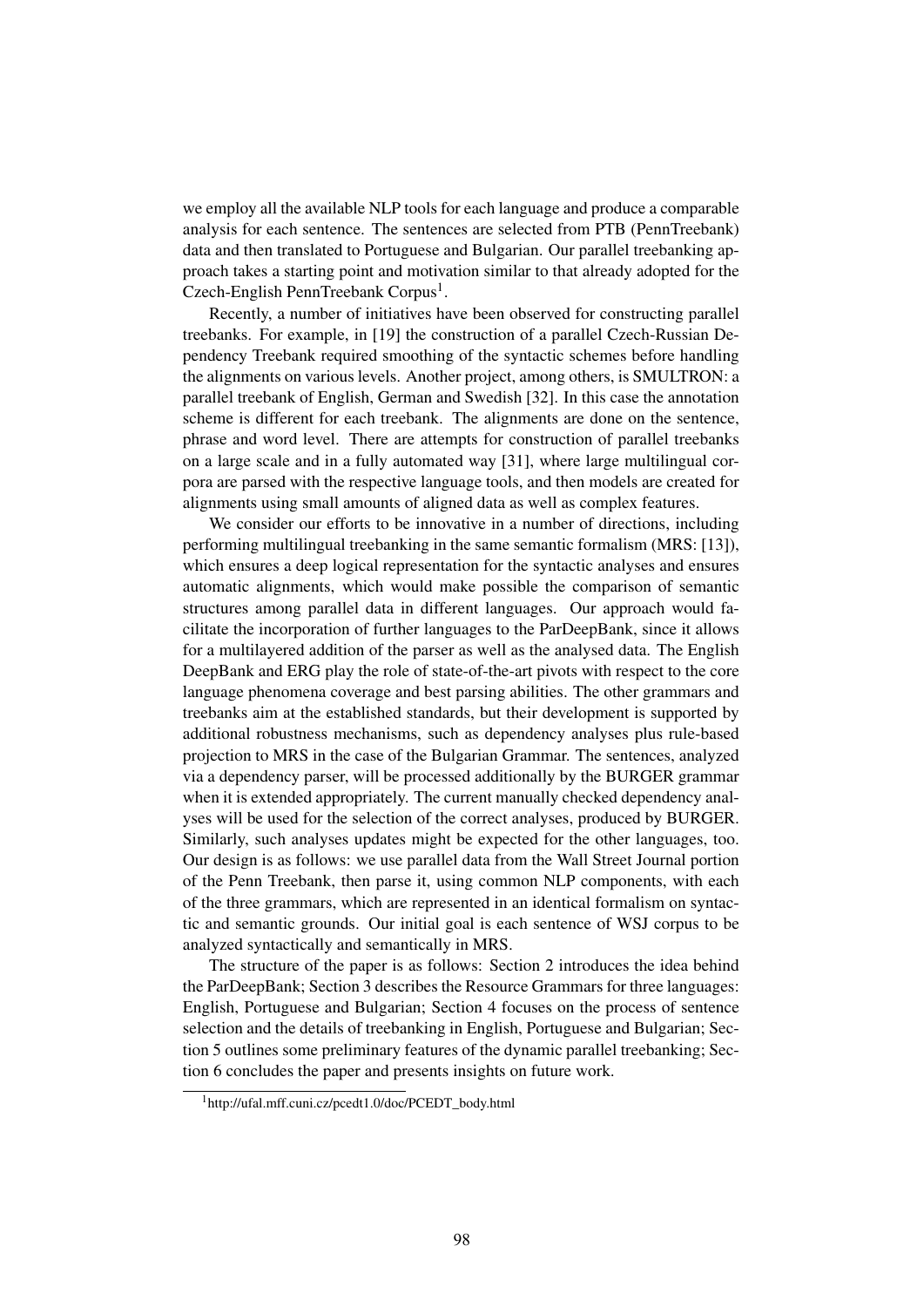we employ all the available NLP tools for each language and produce a comparable analysis for each sentence. The sentences are selected from PTB (PennTreebank) data and then translated to Portuguese and Bulgarian. Our parallel treebanking approach takes a starting point and motivation similar to that already adopted for the Czech-English PennTreebank Corpus[1].

Recently, a number of initiatives have been observed for constructing parallel treebanks. For example, in [19] the construction of a parallel Czech-Russian Dependency Treebank required smoothing of the syntactic schemes before handling the alignments on various levels. Another project, among others, is SMULTRON: a parallel treebank of English, German and Swedish [32]. In this case the annotation scheme is different for each treebank. The alignments are done on the sentence, phrase and word level. There are attempts for construction of parallel treebanks on a large scale and in a fully automated way [31], where large multilingual corpora are parsed with the respective language tools, and then models are created for alignments using small amounts of aligned data as well as complex features.

We consider our efforts to be innovative in a number of directions, including performing multilingual treebanking in the same semantic formalism (MRS: [13]), which ensures a deep logical representation for the syntactic analyses and ensures automatic alignments, which would make possible the comparison of semantic structures among parallel data in different languages. Our approach would facilitate the incorporation of further languages to the ParDeepBank, since it allows for a multilayered addition of the parser as well as the analysed data. The English DeepBank and ERG play the role of state-of-the-art pivots with respect to the core language phenomena coverage and best parsing abilities. The other grammars and treebanks aim at the established standards, but their development is supported by additional robustness mechanisms, such as dependency analyses plus rule-based projection to MRS in the case of the Bulgarian Grammar. The sentences, analyzed via a dependency parser, will be processed additionally by the BURGER grammar when it is extended appropriately. The current manually checked dependency analyses will be used for the selection of the correct analyses, produced by BURGER. Similarly, such analyses updates might be expected for the other languages, too. Our design is as follows: we use parallel data from the Wall Street Journal portion of the Penn Treebank, then parse it, using common NLP components, with each of the three grammars, which are represented in an identical formalism on syntactic and semantic grounds. Our initial goal is each sentence of WSJ corpus to be analyzed syntactically and semantically in MRS.

The structure of the paper is as follows: Section 2 introduces the idea behind the ParDeepBank; Section 3 describes the Resource Grammars for three languages: English, Portuguese and Bulgarian; Section 4 focuses on the process of sentence selection and the details of treebanking in English, Portuguese and Bulgarian; Section 5 outlines some preliminary features of the dynamic parallel treebanking; Section 6 concludes the paper and presents insights on future work.

[1] http://ufal.mff.cuni.cz/pcedt1.0/doc/PCEDT_body.html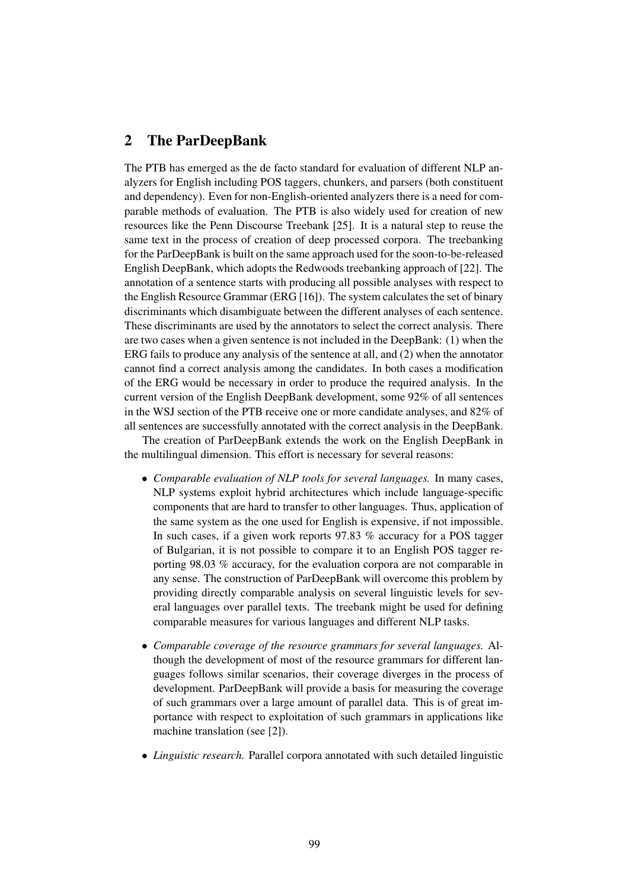## 2 The ParDeepBank

The PTB has emerged as the de facto standard for evaluation of different NLP analyzers for English including POS taggers, chunkers, and parsers (both constituent and dependency). Even for non-English-oriented analyzers there is a need for comparable methods of evaluation. The PTB is also widely used for creation of new resources like the Penn Discourse Treebank [25]. It is a natural step to reuse the same text in the process of creation of deep processed corpora. The treebanking for the ParDeepBank is built on the same approach used for the soon-to-be-released English DeepBank, which adopts the Redwoods treebanking approach of [22]. The annotation of a sentence starts with producing all possible analyses with respect to the English Resource Grammar (ERG [16]). The system calculates the set of binary discriminants which disambiguate between the different analyses of each sentence. These discriminants are used by the annotators to select the correct analysis. There are two cases when a given sentence is not included in the DeepBank: (1) when the ERG fails to produce any analysis of the sentence at all, and (2) when the annotator cannot find a correct analysis among the candidates. In both cases a modification of the ERG would be necessary in order to produce the required analysis. In the current version of the English DeepBank development, some 92% of all sentences in the WSJ section of the PTB receive one or more candidate analyses, and 82% of all sentences are successfully annotated with the correct analysis in the DeepBank.

The creation of ParDeepBank extends the work on the English DeepBank in the multilingual dimension. This effort is necessary for several reasons:

- *Comparable evaluation of NLP tools for several languages.* In many cases, NLP systems exploit hybrid architectures which include language-specific components that are hard to transfer to other languages. Thus, application of the same system as the one used for English is expensive, if not impossible. In such cases, if a given work reports 97.83 % accuracy for a POS tagger of Bulgarian, it is not possible to compare it to an English POS tagger reporting 98.03 % accuracy, for the evaluation corpora are not comparable in any sense. The construction of ParDeepBank will overcome this problem by providing directly comparable analysis on several linguistic levels for several languages over parallel texts. The treebank might be used for defining comparable measures for various languages and different NLP tasks.

- *Comparable coverage of the resource grammars for several languages.* Although the development of most of the resource grammars for different languages follows similar scenarios, their coverage diverges in the process of development. ParDeepBank will provide a basis for measuring the coverage of such grammars over a large amount of parallel data. This is of great importance with respect to exploitation of such grammars in applications like machine translation (see [2]).

- *Linguistic research.* Parallel corpora annotated with such detailed linguistic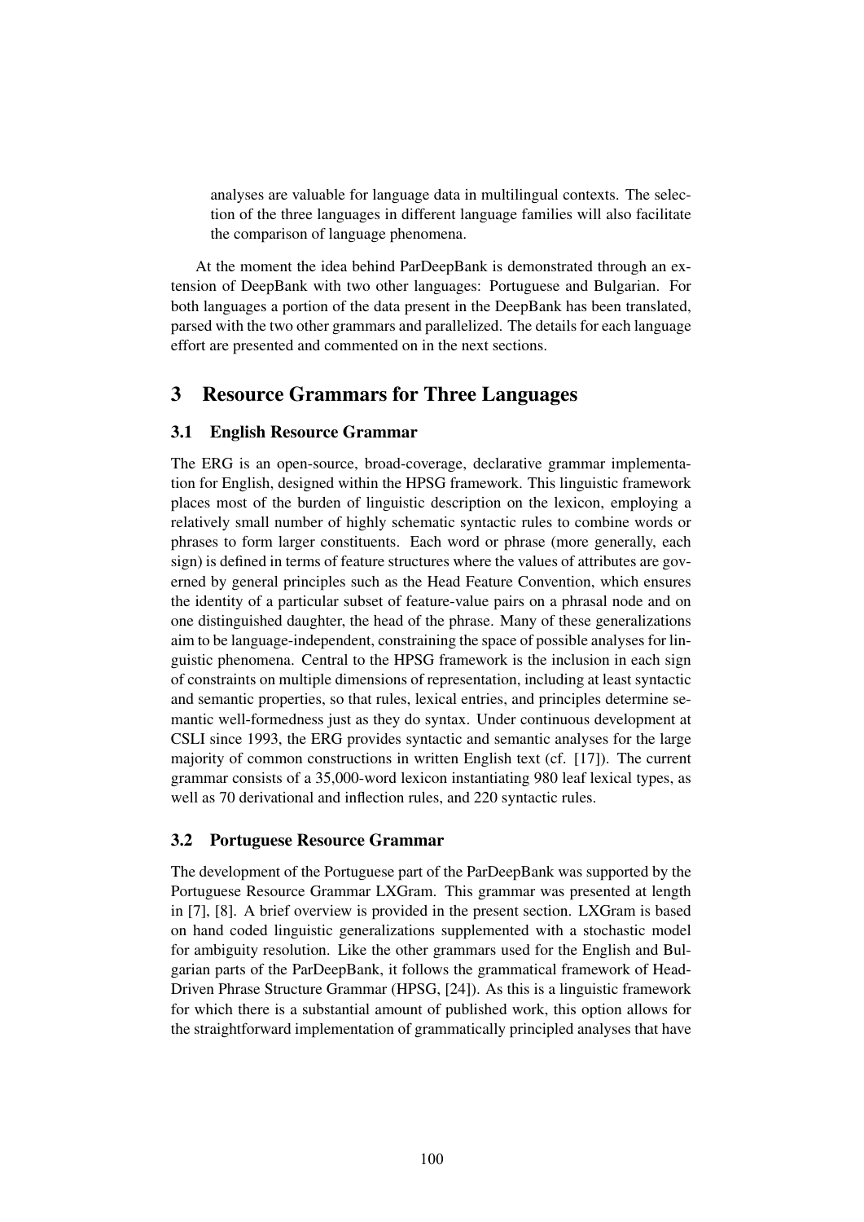analyses are valuable for language data in multilingual contexts. The selection of the three languages in different language families will also facilitate the comparison of language phenomena.

At the moment the idea behind ParDeepBank is demonstrated through an extension of DeepBank with two other languages: Portuguese and Bulgarian. For both languages a portion of the data present in the DeepBank has been translated, parsed with the two other grammars and parallelized. The details for each language effort are presented and commented on in the next sections.

## 3 Resource Grammars for Three Languages

### 3.1 English Resource Grammar

The ERG is an open-source, broad-coverage, declarative grammar implementation for English, designed within the HPSG framework. This linguistic framework places most of the burden of linguistic description on the lexicon, employing a relatively small number of highly schematic syntactic rules to combine words or phrases to form larger constituents. Each word or phrase (more generally, each sign) is defined in terms of feature structures where the values of attributes are governed by general principles such as the Head Feature Convention, which ensures the identity of a particular subset of feature-value pairs on a phrasal node and on one distinguished daughter, the head of the phrase. Many of these generalizations aim to be language-independent, constraining the space of possible analyses for linguistic phenomena. Central to the HPSG framework is the inclusion in each sign of constraints on multiple dimensions of representation, including at least syntactic and semantic properties, so that rules, lexical entries, and principles determine semantic well-formedness just as they do syntax. Under continuous development at CSLI since 1993, the ERG provides syntactic and semantic analyses for the large majority of common constructions in written English text (cf. [17]). The current grammar consists of a 35,000-word lexicon instantiating 980 leaf lexical types, as well as 70 derivational and inflection rules, and 220 syntactic rules.

### 3.2 Portuguese Resource Grammar

The development of the Portuguese part of the ParDeepBank was supported by the Portuguese Resource Grammar LXGram. This grammar was presented at length in [7], [8]. A brief overview is provided in the present section. LXGram is based on hand coded linguistic generalizations supplemented with a stochastic model for ambiguity resolution. Like the other grammars used for the English and Bulgarian parts of the ParDeepBank, it follows the grammatical framework of Head-Driven Phrase Structure Grammar (HPSG, [24]). As this is a linguistic framework for which there is a substantial amount of published work, this option allows for the straightforward implementation of grammatically principled analyses that have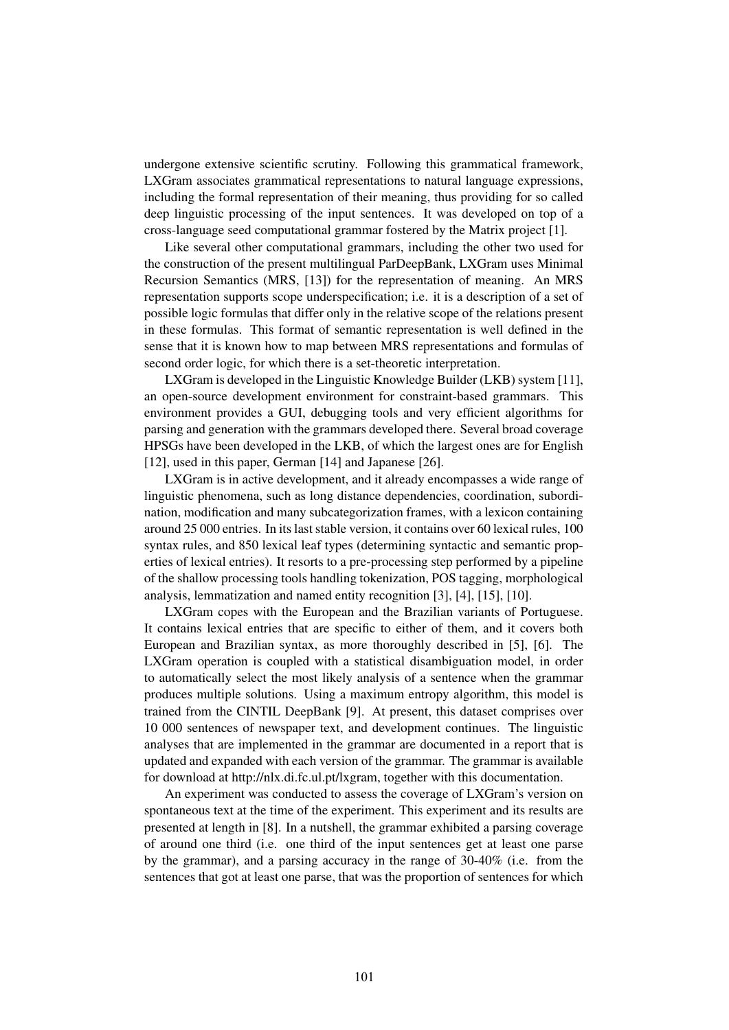undergone extensive scientific scrutiny. Following this grammatical framework, LXGram associates grammatical representations to natural language expressions, including the formal representation of their meaning, thus providing for so called deep linguistic processing of the input sentences. It was developed on top of a cross-language seed computational grammar fostered by the Matrix project [1].

Like several other computational grammars, including the other two used for the construction of the present multilingual ParDeepBank, LXGram uses Minimal Recursion Semantics (MRS, [13]) for the representation of meaning. An MRS representation supports scope underspecification; i.e. it is a description of a set of possible logic formulas that differ only in the relative scope of the relations present in these formulas. This format of semantic representation is well defined in the sense that it is known how to map between MRS representations and formulas of second order logic, for which there is a set-theoretic interpretation.

LXGram is developed in the Linguistic Knowledge Builder (LKB) system [11], an open-source development environment for constraint-based grammars. This environment provides a GUI, debugging tools and very efficient algorithms for parsing and generation with the grammars developed there. Several broad coverage HPSGs have been developed in the LKB, of which the largest ones are for English [12], used in this paper, German [14] and Japanese [26].

LXGram is in active development, and it already encompasses a wide range of linguistic phenomena, such as long distance dependencies, coordination, subordination, modification and many subcategorization frames, with a lexicon containing around 25 000 entries. In its last stable version, it contains over 60 lexical rules, 100 syntax rules, and 850 lexical leaf types (determining syntactic and semantic properties of lexical entries). It resorts to a pre-processing step performed by a pipeline of the shallow processing tools handling tokenization, POS tagging, morphological analysis, lemmatization and named entity recognition [3], [4], [15], [10].

LXGram copes with the European and the Brazilian variants of Portuguese. It contains lexical entries that are specific to either of them, and it covers both European and Brazilian syntax, as more thoroughly described in [5], [6]. The LXGram operation is coupled with a statistical disambiguation model, in order to automatically select the most likely analysis of a sentence when the grammar produces multiple solutions. Using a maximum entropy algorithm, this model is trained from the CINTIL DeepBank [9]. At present, this dataset comprises over 10 000 sentences of newspaper text, and development continues. The linguistic analyses that are implemented in the grammar are documented in a report that is updated and expanded with each version of the grammar. The grammar is available for download at http://nlx.di.fc.ul.pt/lxgram, together with this documentation.

An experiment was conducted to assess the coverage of LXGram's version on spontaneous text at the time of the experiment. This experiment and its results are presented at length in [8]. In a nutshell, the grammar exhibited a parsing coverage of around one third (i.e. one third of the input sentences get at least one parse by the grammar), and a parsing accuracy in the range of 30-40% (i.e. from the sentences that got at least one parse, that was the proportion of sentences for which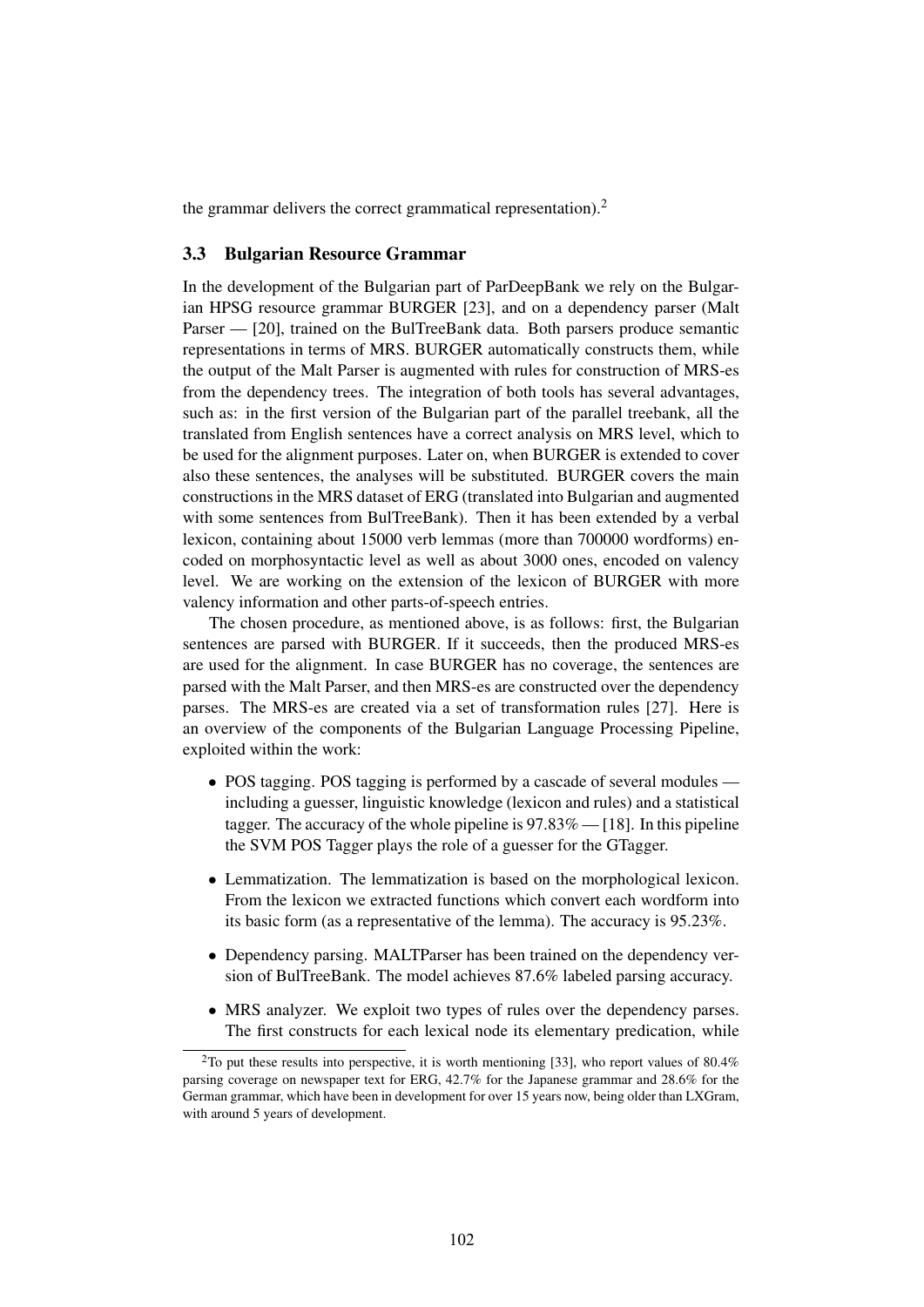the grammar delivers the correct grammatical representation).[2]

### 3.3 Bulgarian Resource Grammar

In the development of the Bulgarian part of ParDeepBank we rely on the Bulgarian HPSG resource grammar BURGER [23], and on a dependency parser (Malt Parser — [20], trained on the BulTreeBank data. Both parsers produce semantic representations in terms of MRS. BURGER automatically constructs them, while the output of the Malt Parser is augmented with rules for construction of MRS-es from the dependency trees. The integration of both tools has several advantages, such as: in the first version of the Bulgarian part of the parallel treebank, all the translated from English sentences have a correct analysis on MRS level, which to be used for the alignment purposes. Later on, when BURGER is extended to cover also these sentences, the analyses will be substituted. BURGER covers the main constructions in the MRS dataset of ERG (translated into Bulgarian and augmented with some sentences from BulTreeBank). Then it has been extended by a verbal lexicon, containing about 15000 verb lemmas (more than 700000 wordforms) encoded on morphosyntactic level as well as about 3000 ones, encoded on valency level. We are working on the extension of the lexicon of BURGER with more valency information and other parts-of-speech entries.

The chosen procedure, as mentioned above, is as follows: first, the Bulgarian sentences are parsed with BURGER. If it succeeds, then the produced MRS-es are used for the alignment. In case BURGER has no coverage, the sentences are parsed with the Malt Parser, and then MRS-es are constructed over the dependency parses. The MRS-es are created via a set of transformation rules [27]. Here is an overview of the components of the Bulgarian Language Processing Pipeline, exploited within the work:

- POS tagging. POS tagging is performed by a cascade of several modules — including a guesser, linguistic knowledge (lexicon and rules) and a statistical tagger. The accuracy of the whole pipeline is 97.83% — [18]. In this pipeline the SVM POS Tagger plays the role of a guesser for the GTagger.
- Lemmatization. The lemmatization is based on the morphological lexicon. From the lexicon we extracted functions which convert each wordform into its basic form (as a representative of the lemma). The accuracy is 95.23%.
- Dependency parsing. MALTParser has been trained on the dependency version of BulTreeBank. The model achieves 87.6% labeled parsing accuracy.
- MRS analyzer. We exploit two types of rules over the dependency parses. The first constructs for each lexical node its elementary predication, while

[2] To put these results into perspective, it is worth mentioning [33], who report values of 80.4% parsing coverage on newspaper text for ERG, 42.7% for the Japanese grammar and 28.6% for the German grammar, which have been in development for over 15 years now, being older than LXGram, with around 5 years of development.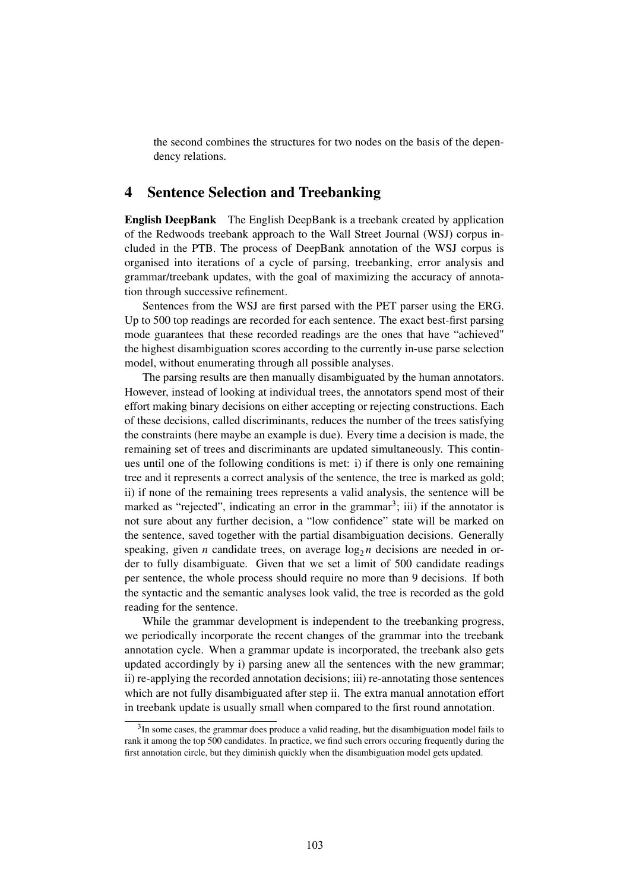the second combines the structures for two nodes on the basis of the dependency relations.

## 4 Sentence Selection and Treebanking

**English DeepBank** The English DeepBank is a treebank created by application of the Redwoods treebank approach to the Wall Street Journal (WSJ) corpus included in the PTB. The process of DeepBank annotation of the WSJ corpus is organised into iterations of a cycle of parsing, treebanking, error analysis and grammar/treebank updates, with the goal of maximizing the accuracy of annotation through successive refinement.

Sentences from the WSJ are first parsed with the PET parser using the ERG. Up to 500 top readings are recorded for each sentence. The exact best-first parsing mode guarantees that these recorded readings are the ones that have "achieved" the highest disambiguation scores according to the currently in-use parse selection model, without enumerating through all possible analyses.

The parsing results are then manually disambiguated by the human annotators. However, instead of looking at individual trees, the annotators spend most of their effort making binary decisions on either accepting or rejecting constructions. Each of these decisions, called discriminants, reduces the number of the trees satisfying the constraints (here maybe an example is due). Every time a decision is made, the remaining set of trees and discriminants are updated simultaneously. This continues until one of the following conditions is met: i) if there is only one remaining tree and it represents a correct analysis of the sentence, the tree is marked as gold; ii) if none of the remaining trees represents a valid analysis, the sentence will be marked as "rejected", indicating an error in the grammar[3]; iii) if the annotator is not sure about any further decision, a "low confidence" state will be marked on the sentence, saved together with the partial disambiguation decisions. Generally speaking, given $n$ candidate trees, on average $\log_2 n$ decisions are needed in order to fully disambiguate. Given that we set a limit of 500 candidate readings per sentence, the whole process should require no more than 9 decisions. If both the syntactic and the semantic analyses look valid, the tree is recorded as the gold reading for the sentence.

While the grammar development is independent to the treebanking progress, we periodically incorporate the recent changes of the grammar into the treebank annotation cycle. When a grammar update is incorporated, the treebank also gets updated accordingly by i) parsing anew all the sentences with the new grammar; ii) re-applying the recorded annotation decisions; iii) re-annotating those sentences which are not fully disambiguated after step ii. The extra manual annotation effort in treebank update is usually small when compared to the first round annotation.

[3]In some cases, the grammar does produce a valid reading, but the disambiguation model fails to rank it among the top 500 candidates. In practice, we find such errors occuring frequently during the first annotation circle, but they diminish quickly when the disambiguation model gets updated.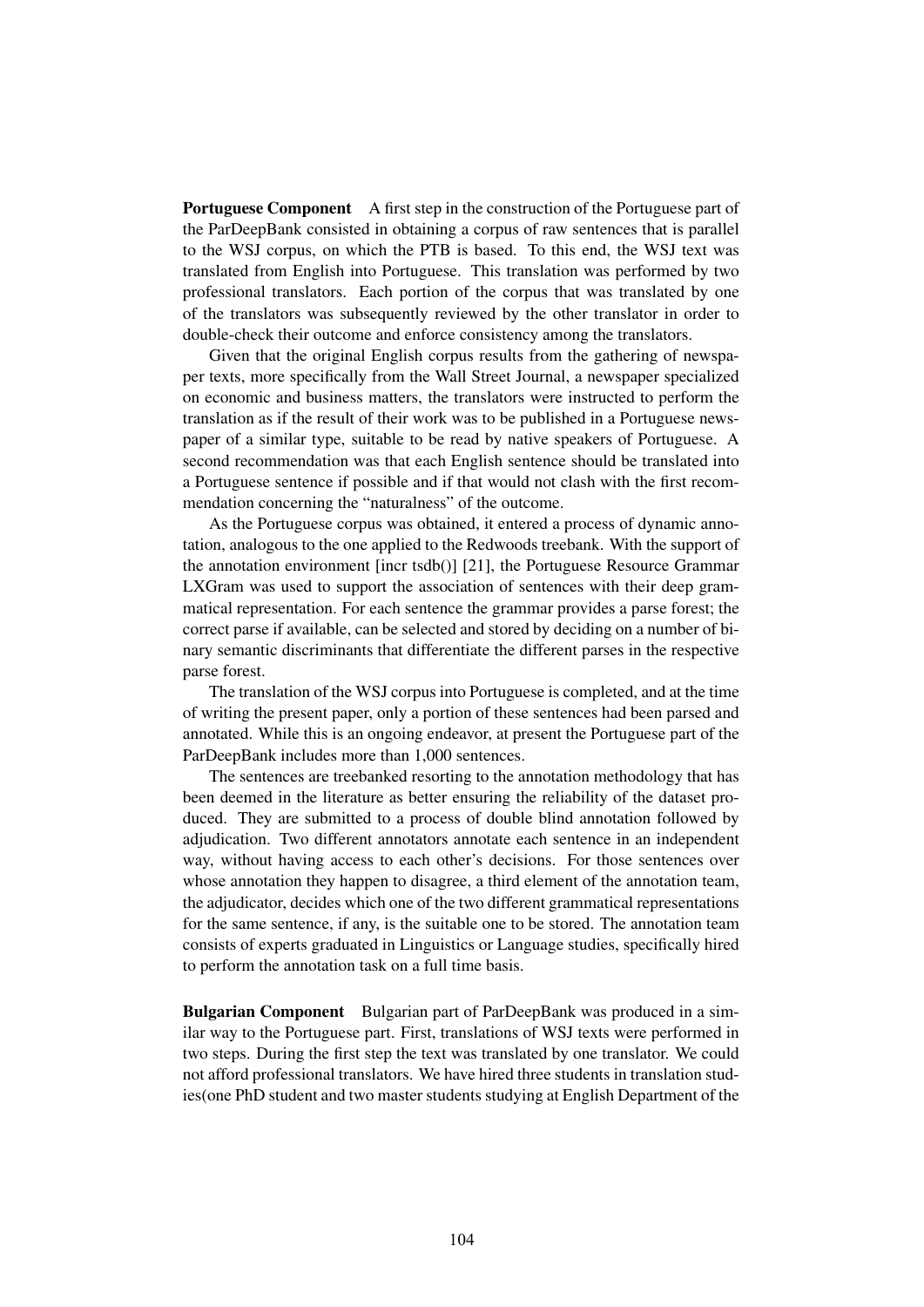**Portuguese Component** A first step in the construction of the Portuguese part of the ParDeepBank consisted in obtaining a corpus of raw sentences that is parallel to the WSJ corpus, on which the PTB is based. To this end, the WSJ text was translated from English into Portuguese. This translation was performed by two professional translators. Each portion of the corpus that was translated by one of the translators was subsequently reviewed by the other translator in order to double-check their outcome and enforce consistency among the translators.

Given that the original English corpus results from the gathering of newspaper texts, more specifically from the Wall Street Journal, a newspaper specialized on economic and business matters, the translators were instructed to perform the translation as if the result of their work was to be published in a Portuguese newspaper of a similar type, suitable to be read by native speakers of Portuguese. A second recommendation was that each English sentence should be translated into a Portuguese sentence if possible and if that would not clash with the first recommendation concerning the "naturalness" of the outcome.

As the Portuguese corpus was obtained, it entered a process of dynamic annotation, analogous to the one applied to the Redwoods treebank. With the support of the annotation environment [incr tsdb()] [21], the Portuguese Resource Grammar LXGram was used to support the association of sentences with their deep grammatical representation. For each sentence the grammar provides a parse forest; the correct parse if available, can be selected and stored by deciding on a number of binary semantic discriminants that differentiate the different parses in the respective parse forest.

The translation of the WSJ corpus into Portuguese is completed, and at the time of writing the present paper, only a portion of these sentences had been parsed and annotated. While this is an ongoing endeavor, at present the Portuguese part of the ParDeepBank includes more than 1,000 sentences.

The sentences are treebanked resorting to the annotation methodology that has been deemed in the literature as better ensuring the reliability of the dataset produced. They are submitted to a process of double blind annotation followed by adjudication. Two different annotators annotate each sentence in an independent way, without having access to each other's decisions. For those sentences over whose annotation they happen to disagree, a third element of the annotation team, the adjudicator, decides which one of the two different grammatical representations for the same sentence, if any, is the suitable one to be stored. The annotation team consists of experts graduated in Linguistics or Language studies, specifically hired to perform the annotation task on a full time basis.

**Bulgarian Component** Bulgarian part of ParDeepBank was produced in a similar way to the Portuguese part. First, translations of WSJ texts were performed in two steps. During the first step the text was translated by one translator. We could not afford professional translators. We have hired three students in translation studies(one PhD student and two master students studying at English Department of the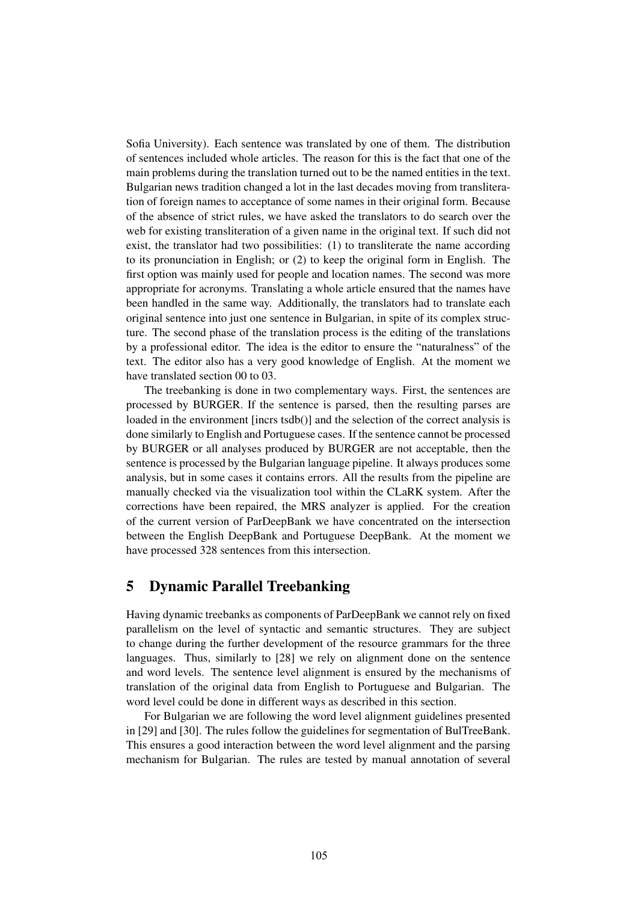Sofia University). Each sentence was translated by one of them. The distribution of sentences included whole articles. The reason for this is the fact that one of the main problems during the translation turned out to be the named entities in the text. Bulgarian news tradition changed a lot in the last decades moving from transliteration of foreign names to acceptance of some names in their original form. Because of the absence of strict rules, we have asked the translators to do search over the web for existing transliteration of a given name in the original text. If such did not exist, the translator had two possibilities: (1) to transliterate the name according to its pronunciation in English; or (2) to keep the original form in English. The first option was mainly used for people and location names. The second was more appropriate for acronyms. Translating a whole article ensured that the names have been handled in the same way. Additionally, the translators had to translate each original sentence into just one sentence in Bulgarian, in spite of its complex structure. The second phase of the translation process is the editing of the translations by a professional editor. The idea is the editor to ensure the "naturalness" of the text. The editor also has a very good knowledge of English. At the moment we have translated section 00 to 03.

The treebanking is done in two complementary ways. First, the sentences are processed by BURGER. If the sentence is parsed, then the resulting parses are loaded in the environment [incrs tsdb()] and the selection of the correct analysis is done similarly to English and Portuguese cases. If the sentence cannot be processed by BURGER or all analyses produced by BURGER are not acceptable, then the sentence is processed by the Bulgarian language pipeline. It always produces some analysis, but in some cases it contains errors. All the results from the pipeline are manually checked via the visualization tool within the CLaRK system. After the corrections have been repaired, the MRS analyzer is applied. For the creation of the current version of ParDeepBank we have concentrated on the intersection between the English DeepBank and Portuguese DeepBank. At the moment we have processed 328 sentences from this intersection.

## 5 Dynamic Parallel Treebanking

Having dynamic treebanks as components of ParDeepBank we cannot rely on fixed parallelism on the level of syntactic and semantic structures. They are subject to change during the further development of the resource grammars for the three languages. Thus, similarly to [28] we rely on alignment done on the sentence and word levels. The sentence level alignment is ensured by the mechanisms of translation of the original data from English to Portuguese and Bulgarian. The word level could be done in different ways as described in this section.

For Bulgarian we are following the word level alignment guidelines presented in [29] and [30]. The rules follow the guidelines for segmentation of BulTreeBank. This ensures a good interaction between the word level alignment and the parsing mechanism for Bulgarian. The rules are tested by manual annotation of several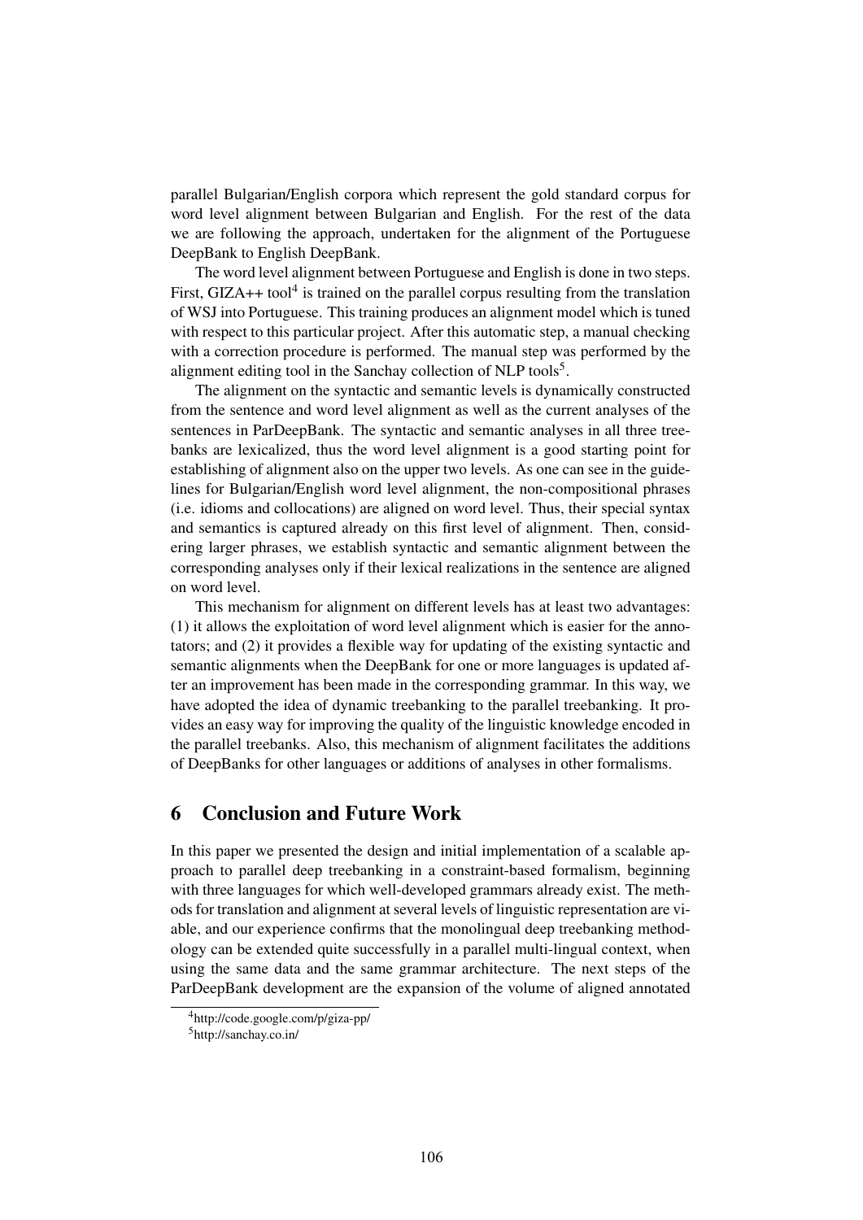parallel Bulgarian/English corpora which represent the gold standard corpus for word level alignment between Bulgarian and English. For the rest of the data we are following the approach, undertaken for the alignment of the Portuguese DeepBank to English DeepBank.

The word level alignment between Portuguese and English is done in two steps. First, GIZA++ tool[4] is trained on the parallel corpus resulting from the translation of WSJ into Portuguese. This training produces an alignment model which is tuned with respect to this particular project. After this automatic step, a manual checking with a correction procedure is performed. The manual step was performed by the alignment editing tool in the Sanchay collection of NLP tools[5].

The alignment on the syntactic and semantic levels is dynamically constructed from the sentence and word level alignment as well as the current analyses of the sentences in ParDeepBank. The syntactic and semantic analyses in all three treebanks are lexicalized, thus the word level alignment is a good starting point for establishing of alignment also on the upper two levels. As one can see in the guidelines for Bulgarian/English word level alignment, the non-compositional phrases (i.e. idioms and collocations) are aligned on word level. Thus, their special syntax and semantics is captured already on this first level of alignment. Then, considering larger phrases, we establish syntactic and semantic alignment between the corresponding analyses only if their lexical realizations in the sentence are aligned on word level.

This mechanism for alignment on different levels has at least two advantages: (1) it allows the exploitation of word level alignment which is easier for the annotators; and (2) it provides a flexible way for updating of the existing syntactic and semantic alignments when the DeepBank for one or more languages is updated after an improvement has been made in the corresponding grammar. In this way, we have adopted the idea of dynamic treebanking to the parallel treebanking. It provides an easy way for improving the quality of the linguistic knowledge encoded in the parallel treebanks. Also, this mechanism of alignment facilitates the additions of DeepBanks for other languages or additions of analyses in other formalisms.

## 6 Conclusion and Future Work

In this paper we presented the design and initial implementation of a scalable approach to parallel deep treebanking in a constraint-based formalism, beginning with three languages for which well-developed grammars already exist. The methods for translation and alignment at several levels of linguistic representation are viable, and our experience confirms that the monolingual deep treebanking methodology can be extended quite successfully in a parallel multi-lingual context, when using the same data and the same grammar architecture. The next steps of the ParDeepBank development are the expansion of the volume of aligned annotated

[4] http://code.google.com/p/giza-pp/

[5] http://sanchay.co.in/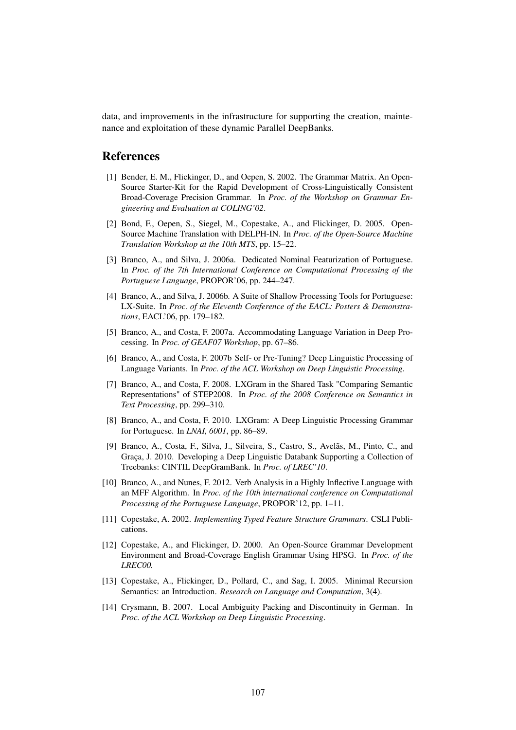data, and improvements in the infrastructure for supporting the creation, maintenance and exploitation of these dynamic Parallel DeepBanks.

## References

[1] Bender, E. M., Flickinger, D., and Oepen, S. 2002. The Grammar Matrix. An Open-Source Starter-Kit for the Rapid Development of Cross-Linguistically Consistent Broad-Coverage Precision Grammar. In *Proc. of the Workshop on Grammar Engineering and Evaluation at COLING'02*.

[2] Bond, F., Oepen, S., Siegel, M., Copestake, A., and Flickinger, D. 2005. Open-Source Machine Translation with DELPH-IN. In *Proc. of the Open-Source Machine Translation Workshop at the 10th MTS*, pp. 15–22.

[3] Branco, A., and Silva, J. 2006a. Dedicated Nominal Featurization of Portuguese. In *Proc. of the 7th International Conference on Computational Processing of the Portuguese Language*, PROPOR'06, pp. 244–247.

[4] Branco, A., and Silva, J. 2006b. A Suite of Shallow Processing Tools for Portuguese: LX-Suite. In *Proc. of the Eleventh Conference of the EACL: Posters & Demonstrations*, EACL'06, pp. 179–182.

[5] Branco, A., and Costa, F. 2007a. Accommodating Language Variation in Deep Processing. In *Proc. of GEAF07 Workshop*, pp. 67–86.

[6] Branco, A., and Costa, F. 2007b Self- or Pre-Tuning? Deep Linguistic Processing of Language Variants. In *Proc. of the ACL Workshop on Deep Linguistic Processing*.

[7] Branco, A., and Costa, F. 2008. LXGram in the Shared Task "Comparing Semantic Representations" of STEP2008. In *Proc. of the 2008 Conference on Semantics in Text Processing*, pp. 299–310.

[8] Branco, A., and Costa, F. 2010. LXGram: A Deep Linguistic Processing Grammar for Portuguese. In *LNAI, 6001*, pp. 86–89.

[9] Branco, A., Costa, F., Silva, J., Silveira, S., Castro, S., Avelãs, M., Pinto, C., and Graça, J. 2010. Developing a Deep Linguistic Databank Supporting a Collection of Treebanks: CINTIL DeepGramBank. In *Proc. of LREC'10*.

[10] Branco, A., and Nunes, F. 2012. Verb Analysis in a Highly Inflective Language with an MFF Algorithm. In *Proc. of the 10th international conference on Computational Processing of the Portuguese Language*, PROPOR'12, pp. 1–11.

[11] Copestake, A. 2002. *Implementing Typed Feature Structure Grammars*. CSLI Publications.

[12] Copestake, A., and Flickinger, D. 2000. An Open-Source Grammar Development Environment and Broad-Coverage English Grammar Using HPSG. In *Proc. of the LREC00.*

[13] Copestake, A., Flickinger, D., Pollard, C., and Sag, I. 2005. Minimal Recursion Semantics: an Introduction. *Research on Language and Computation*, 3(4).

[14] Crysmann, B. 2007. Local Ambiguity Packing and Discontinuity in German. In *Proc. of the ACL Workshop on Deep Linguistic Processing*.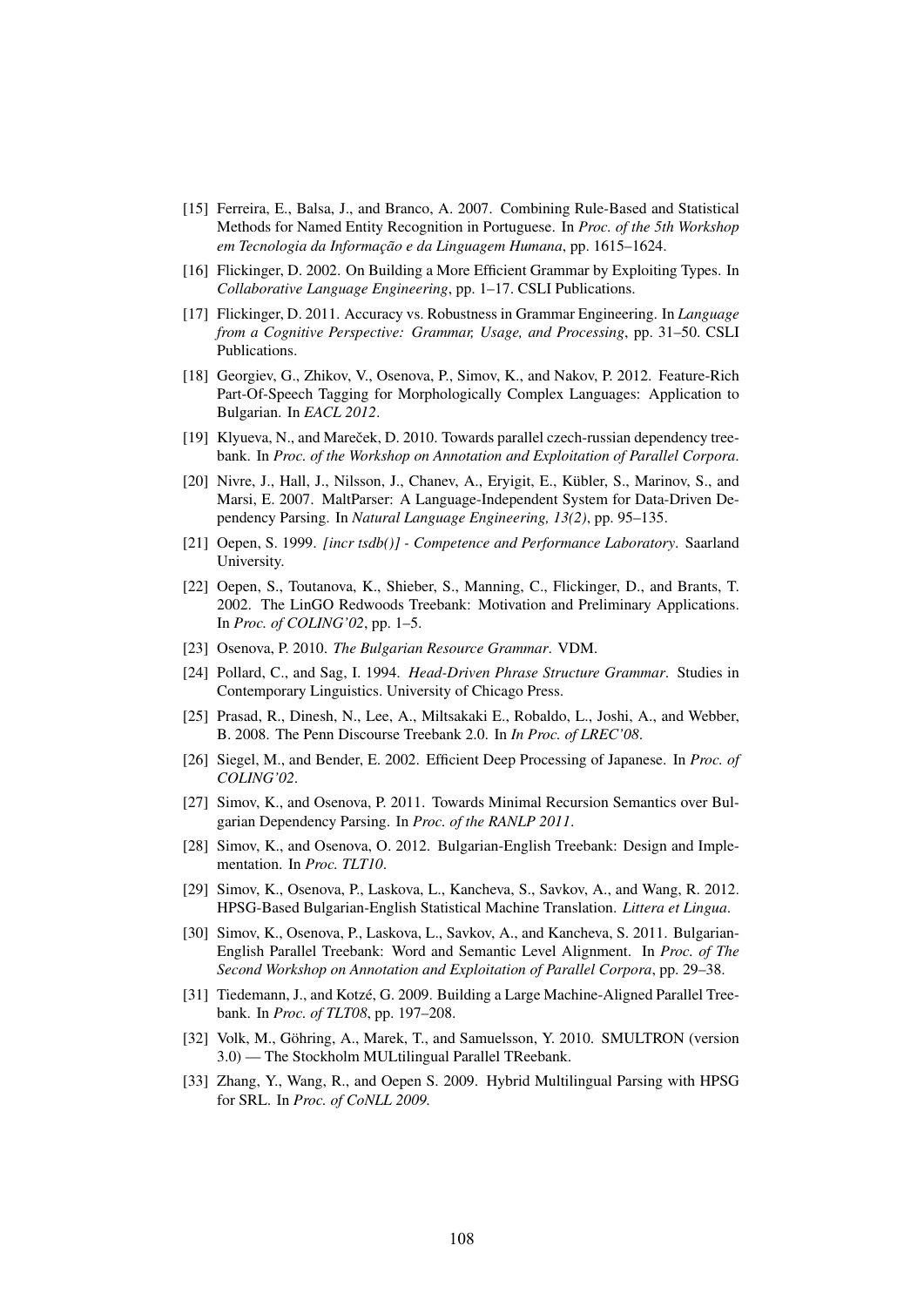[15] Ferreira, E., Balsa, J., and Branco, A. 2007. Combining Rule-Based and Statistical Methods for Named Entity Recognition in Portuguese. In *Proc. of the 5th Workshop em Tecnologia da Informação e da Linguagem Humana*, pp. 1615–1624.

[16] Flickinger, D. 2002. On Building a More Efficient Grammar by Exploiting Types. In *Collaborative Language Engineering*, pp. 1–17. CSLI Publications.

[17] Flickinger, D. 2011. Accuracy vs. Robustness in Grammar Engineering. In *Language from a Cognitive Perspective: Grammar, Usage, and Processing*, pp. 31–50. CSLI Publications.

[18] Georgiev, G., Zhikov, V., Osenova, P., Simov, K., and Nakov, P. 2012. Feature-Rich Part-Of-Speech Tagging for Morphologically Complex Languages: Application to Bulgarian. In *EACL 2012*.

[19] Klyueva, N., and Mareček, D. 2010. Towards parallel czech-russian dependency treebank. In *Proc. of the Workshop on Annotation and Exploitation of Parallel Corpora*.

[20] Nivre, J., Hall, J., Nilsson, J., Chanev, A., Eryigit, E., Kübler, S., Marinov, S., and Marsi, E. 2007. MaltParser: A Language-Independent System for Data-Driven Dependency Parsing. In *Natural Language Engineering, 13(2)*, pp. 95–135.

[21] Oepen, S. 1999. *[incr tsdb()] - Competence and Performance Laboratory*. Saarland University.

[22] Oepen, S., Toutanova, K., Shieber, S., Manning, C., Flickinger, D., and Brants, T. 2002. The LinGO Redwoods Treebank: Motivation and Preliminary Applications. In *Proc. of COLING'02*, pp. 1–5.

[23] Osenova, P. 2010. *The Bulgarian Resource Grammar*. VDM.

[24] Pollard, C., and Sag, I. 1994. *Head-Driven Phrase Structure Grammar*. Studies in Contemporary Linguistics. University of Chicago Press.

[25] Prasad, R., Dinesh, N., Lee, A., Miltsakaki E., Robaldo, L., Joshi, A., and Webber, B. 2008. The Penn Discourse Treebank 2.0. In *In Proc. of LREC'08*.

[26] Siegel, M., and Bender, E. 2002. Efficient Deep Processing of Japanese. In *Proc. of COLING'02*.

[27] Simov, K., and Osenova, P. 2011. Towards Minimal Recursion Semantics over Bulgarian Dependency Parsing. In *Proc. of the RANLP 2011*.

[28] Simov, K., and Osenova, O. 2012. Bulgarian-English Treebank: Design and Implementation. In *Proc. TLT10*.

[29] Simov, K., Osenova, P., Laskova, L., Kancheva, S., Savkov, A., and Wang, R. 2012. HPSG-Based Bulgarian-English Statistical Machine Translation. *Littera et Lingua*.

[30] Simov, K., Osenova, P., Laskova, L., Savkov, A., and Kancheva, S. 2011. Bulgarian-English Parallel Treebank: Word and Semantic Level Alignment. In *Proc. of The Second Workshop on Annotation and Exploitation of Parallel Corpora*, pp. 29–38.

[31] Tiedemann, J., and Kotzé, G. 2009. Building a Large Machine-Aligned Parallel Treebank. In *Proc. of TLT08*, pp. 197–208.

[32] Volk, M., Göhring, A., Marek, T., and Samuelsson, Y. 2010. SMULTRON (version 3.0) — The Stockholm MULtilingual Parallel TReebank.

[33] Zhang, Y., Wang, R., and Oepen S. 2009. Hybrid Multilingual Parsing with HPSG for SRL. In *Proc. of CoNLL 2009.*